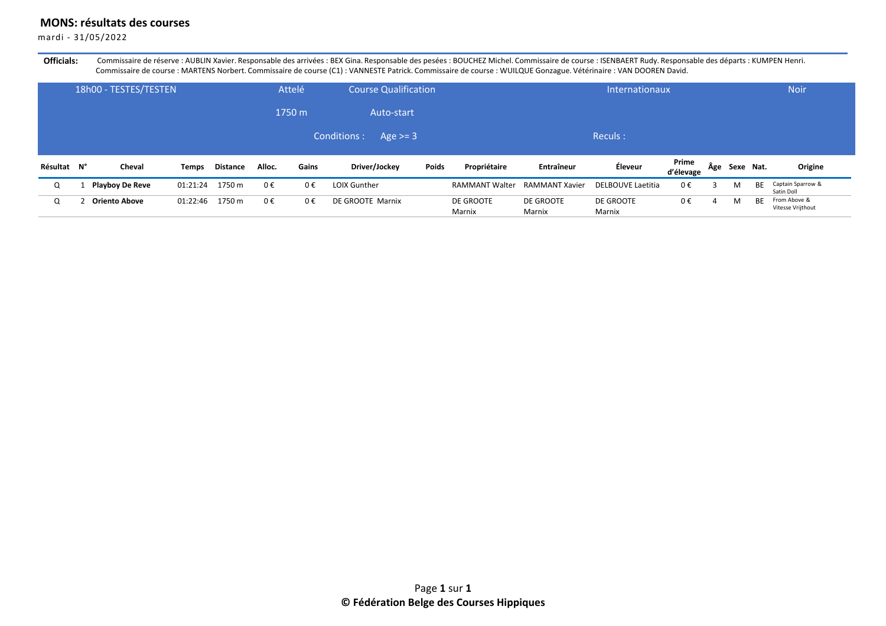# MONS: résultats des courses

mardi - 31/05/2022

**Officials:** Commissaire de réserve : AUBLIN Xavier. Responsable des arrivées : BEX Gina. Responsable des pesées : BOUCHEZ Michel. Commissaire de course : ISENBAERT Rudy. Responsable des départs : KUMPEN Henri. Commissaire de course : MARTENS Norbert. Commissaire de course (C1) : VANNESTE Patrick. Commissaire de course : WUILQUE Gonzague. Vétérinaire : VAN DOOREN David.

| 18h00 - TESTES/TESTEN | Attelé | Course Qualification | Internationaux | Noir |
|---|---|---|---|---|
| | 1750 m | Auto-start | | |
| | | Conditions : Age >= 3 | Reculs : | |

| Résultat | N° | Cheval | Temps | Distance | Alloc. | Gains | Driver/Jockey | Poids | Propriétaire | Entraîneur | Éleveur | Prime d'élevage | Âge | Sexe | Nat. | Origine |
|---|---|---|---|---|---|---|---|---|---|---|---|---|---|---|---|---|
| Q | 1 | **Playboy De Reve** | 01:21:24 | 1750 m | 0 € | 0 € | LOIX Gunther | | RAMMANT Walter | RAMMANT Xavier | DELBOUVE Laetitia | 0 € | 3 | M | BE | Captain Sparrow & Satin Doll |
| Q | 2 | **Oriento Above** | 01:22:46 | 1750 m | 0 € | 0 € | DE GROOTE Marnix | | DE GROOTE Marnix | DE GROOTE Marnix | DE GROOTE Marnix | 0 € | 4 | M | BE | From Above & Vitesse Vrijthout |

**© Fédération Belge des Courses Hippiques**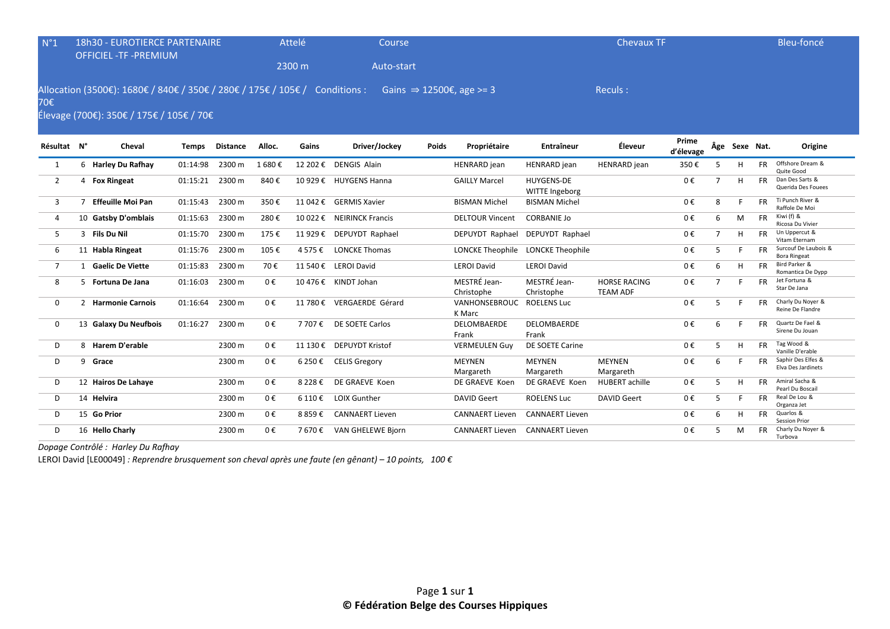| N°1 | 18h30 - EUROTIERCE PARTENAIRE OFFICIEL -TF -PREMIUM | Attelé 2300 m | Course Auto-start | Chevaux TF | Bleu-foncé |
|---|---|---|---|---|---|

Allocation (3500€): 1680€ / 840€ / 350€ / 280€ / 175€ / 105€ / 70€ Conditions : Gains ⇒ 12500€, age >= 3 Reculs :

Élevage (700€): 350€ / 175€ / 105€ / 70€

| Résultat | N° | Cheval | Temps | Distance | Alloc. | Gains | Driver/Jockey | Poids | Propriétaire | Entraîneur | Éleveur | Prime d'élevage | Âge | Sexe | Nat. | Origine |
|---|---|---|---|---|---|---|---|---|---|---|---|---|---|---|---|---|
| 1 | 6 | **Harley Du Rafhay** | 01:14:98 | 2300 m | 1 680 € | 12 202 € | DENGIS Alain | | HENRARD jean | HENRARD jean | HENRARD jean | 350 € | 5 | H | FR | Offshore Dream & Quite Good |
| 2 | 4 | **Fox Ringeat** | 01:15:21 | 2300 m | 840 € | 10 929 € | HUYGENS Hanna | | GAILLY Marcel | HUYGENS-DE WITTE Ingeborg | | 0 € | 7 | H | FR | Dan Des Sarts & Querida Des Fouees |
| 3 | 7 | **Effeuille Moi Pan** | 01:15:43 | 2300 m | 350 € | 11 042 € | GERMIS Xavier | | BISMAN Michel | BISMAN Michel | | 0 € | 8 | F | FR | Ti Punch River & Raffole De Moi |
| 4 | 10 | **Gatsby D'omblais** | 01:15:63 | 2300 m | 280 € | 10 022 € | NEIRINCK Francis | | DELTOUR Vincent | CORBANIE Jo | | 0 € | 6 | M | FR | Kiwi (f) & Ricosa Du Vivier |
| 5 | 3 | **Fils Du Nil** | 01:15:70 | 2300 m | 175 € | 11 929 € | DEPUYDT Raphael | | DEPUYDT Raphael | DEPUYDT Raphael | | 0 € | 7 | H | FR | Un Uppercut & Vitam Eternam |
| 6 | 11 | **Habla Ringeat** | 01:15:76 | 2300 m | 105 € | 4 575 € | LONCKE Thomas | | LONCKE Theophile | LONCKE Theophile | | 0 € | 5 | F | FR | Surcouf De Laubois & Bora Ringeat |
| 7 | 1 | **Gaelic De Viette** | 01:15:83 | 2300 m | 70 € | 11 540 € | LEROI David | | LEROI David | LEROI David | | 0 € | 6 | H | FR | Bird Parker & Romantica De Dypp |
| 8 | 5 | **Fortuna De Jana** | 01:16:03 | 2300 m | 0 € | 10 476 € | KINDT Johan | | MESTRÉ Jean-Christophe | MESTRÉ Jean-Christophe | HORSE RACING TEAM ADF | 0 € | 7 | F | FR | Jet Fortuna & Star De Jana |
| 0 | 2 | **Harmonie Carnois** | 01:16:64 | 2300 m | 0 € | 11 780 € | VERGAERDE Gérard | | VANHONSEBROUCK Marc | ROELENS Luc | | 0 € | 5 | F | FR | Charly Du Noyer & Reine De Flandre |
| 0 | 13 | **Galaxy Du Neufbois** | 01:16:27 | 2300 m | 0 € | 7 707 € | DE SOETE Carlos | | DELOMBAERDE Frank | DELOMBAERDE Frank | | 0 € | 6 | F | FR | Quartz De Fael & Sirene Du Jouan |
| D | 8 | **Harem D'erable** | | 2300 m | 0 € | 11 130 € | DEPUYDT Kristof | | VERMEULEN Guy | DE SOETE Carine | | 0 € | 5 | H | FR | Tag Wood & Vanille D'erable |
| D | 9 | **Grace** | | 2300 m | 0 € | 6 250 € | CELIS Gregory | | MEYNEN Margareth | MEYNEN Margareth | MEYNEN Margareth | 0 € | 6 | F | FR | Saphir Des Elfes & Elva Des Jardinets |
| D | 12 | **Hairos De Lahaye** | | 2300 m | 0 € | 8 228 € | DE GRAEVE Koen | | DE GRAEVE Koen | DE GRAEVE Koen | HUBERT achille | 0 € | 5 | H | FR | Amiral Sacha & Pearl Du Boscail |
| D | 14 | **Helvira** | | 2300 m | 0 € | 6 110 € | LOIX Gunther | | DAVID Geert | ROELENS Luc | DAVID Geert | 0 € | 5 | F | FR | Real De Lou & Organza Jet |
| D | 15 | **Go Prior** | | 2300 m | 0 € | 8 859 € | CANNAERT Lieven | | CANNAERT Lieven | CANNAERT Lieven | | 0 € | 6 | H | FR | Quarlos & Session Prior |
| D | 16 | **Hello Charly** | | 2300 m | 0 € | 7 670 € | VAN GHELEWE Bjorn | | CANNAERT Lieven | CANNAERT Lieven | | 0 € | 5 | M | FR | Charly Du Noyer & Turbova |

*Dopage Contrôlé : Harley Du Rafhay*

LEROI David [LE00049] *: Reprendre brusquement son cheval après une faute (en gênant) – 10 points, 100 €*

**© Fédération Belge des Courses Hippiques**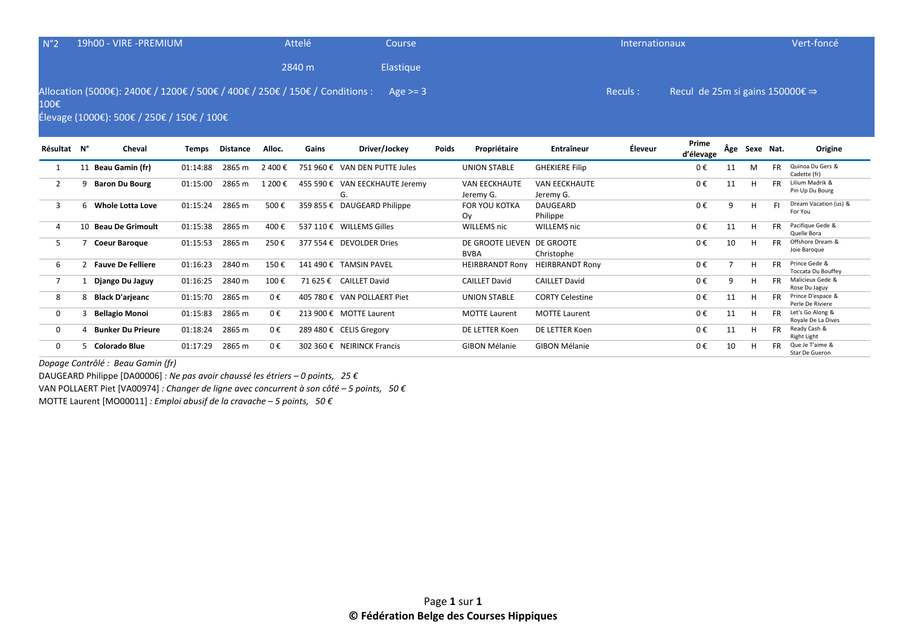N°2 19h00 - VIRE -PREMIUM | Attelé 2840 m | Course Elastique | Internationaux | Vert-foncé

Allocation (5000€): 2400€ / 1200€ / 500€ / 400€ / 250€ / 150€ / 100€ / Conditions : Age >= 3 | Reculs : Recul de 25m si gains 150000€ ⇒

Élevage (1000€): 500€ / 250€ / 150€ / 100€

| Résultat | N° | Cheval | Temps | Distance | Alloc. | Gains | Driver/Jockey | Poids | Propriétaire | Entraîneur | Éleveur | Prime d'élevage | Âge | Sexe | Nat. | Origine |
|---|---|---|---|---|---|---|---|---|---|---|---|---|---|---|---|---|
| 1 | 11 | **Beau Gamin (fr)** | 01:14:88 | 2865 m | 2 400 € | 751 960 € | VAN DEN PUTTE Jules | | UNION STABLE | GHEKIERE Filip | | 0 € | 11 | M | FR | Quinoa Du Gers & Cadette (fr) |
| 2 | 9 | **Baron Du Bourg** | 01:15:00 | 2865 m | 1 200 € | 455 590 € | VAN EECKHAUTE Jeremy G. | | VAN EECKHAUTE Jeremy G. | VAN EECKHAUTE Jeremy G. | | 0 € | 11 | H | FR | Lilium Madrik & Pin Up Du Bourg |
| 3 | 6 | **Whole Lotta Love** | 01:15:24 | 2865 m | 500 € | 359 855 € | DAUGEARD Philippe | | FOR YOU KOTKA Oy | DAUGEARD Philippe | | 0 € | 9 | H | FI | Dream Vacation (us) & For You |
| 4 | 10 | **Beau De Grimoult** | 01:15:38 | 2865 m | 400 € | 537 110 € | WILLEMS Gilles | | WILLEMS nic | WILLEMS nic | | 0 € | 11 | H | FR | Pacifique Gede & Quelle Bora |
| 5 | 7 | **Coeur Baroque** | 01:15:53 | 2865 m | 250 € | 377 554 € | DEVOLDER Dries | | DE GROOTE LIEVEN BVBA | DE GROOTE Christophe | | 0 € | 10 | H | FR | Offshore Dream & Joie Baroque |
| 6 | 2 | **Fauve De Felliere** | 01:16:23 | 2840 m | 150 € | 141 490 € | TAMSIN PAVEL | | HEIRBRANDT Rony | HEIRBRANDT Rony | | 0 € | 7 | H | FR | Prince Gede & Toccata Du Bouffey |
| 7 | 1 | **Django Du Jaguy** | 01:16:25 | 2840 m | 100 € | 71 625 € | CAILLET David | | CAILLET David | CAILLET David | | 0 € | 9 | H | FR | Malicieux Gede & Rose Du Jaguy |
| 8 | 8 | **Black D'arjeanc** | 01:15:70 | 2865 m | 0 € | 405 780 € | VAN POLLAERT Piet | | UNION STABLE | CORTY Celestine | | 0 € | 11 | H | FR | Prince D'espace & Perle De Riviere |
| 0 | 3 | **Bellagio Monoi** | 01:15:83 | 2865 m | 0 € | 213 900 € | MOTTE Laurent | | MOTTE Laurent | MOTTE Laurent | | 0 € | 11 | H | FR | Let's Go Along & Royale De La Dives |
| 0 | 4 | **Bunker Du Prieure** | 01:18:24 | 2865 m | 0 € | 289 480 € | CELIS Gregory | | DE LETTER Koen | DE LETTER Koen | | 0 € | 11 | H | FR | Ready Cash & Right Light |
| 0 | 5 | **Colorado Blue** | 01:17:29 | 2865 m | 0 € | 302 360 € | NEIRINCK Francis | | GIBON Mélanie | GIBON Mélanie | | 0 € | 10 | H | FR | Que Je T'aime & Star De Gueron |

*Dopage Contrôlé : Beau Gamin (fr)*

DAUGEARD Philippe [DA00006] *: Ne pas avoir chaussé les étriers – 0 points, 25 €*

VAN POLLAERT Piet [VA00974] *: Changer de ligne avec concurrent à son côté – 5 points, 50 €*

MOTTE Laurent [MO00011] *: Emploi abusif de la cravache – 5 points, 50 €*

**© Fédération Belge des Courses Hippiques**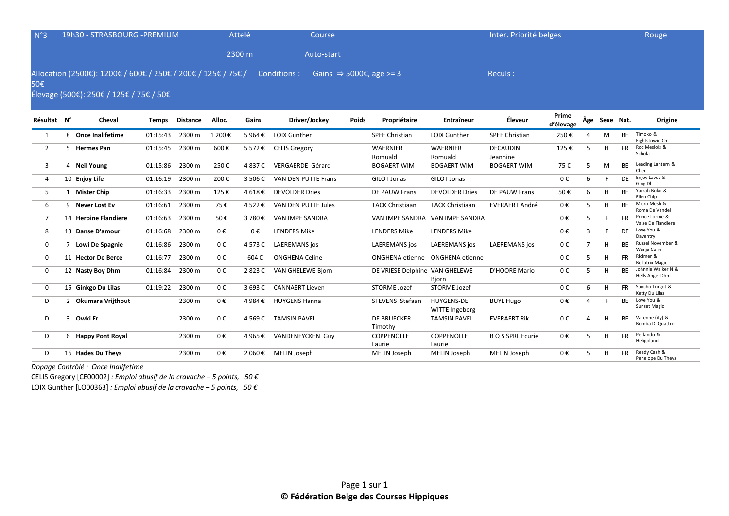| N°3 | 19h30 - STRASBOURG -PREMIUM | Attelé | Course | Inter. Priorité belges | Rouge |
|---|---|---|---|---|---|
| | | 2300 m | Auto-start | | |

Allocation (2500€): 1200€ / 600€ / 250€ / 200€ / 125€ / 75€ / 50€ Conditions : Gains ⇒ 5000€, age >= 3 Reculs :

Élevage (500€): 250€ / 125€ / 75€ / 50€

| Résultat | N° | Cheval | Temps | Distance | Alloc. | Gains | Driver/Jockey | Poids | Propriétaire | Entraîneur | Éleveur | Prime d'élevage | Âge | Sexe | Nat. | Origine |
|---|---|---|---|---|---|---|---|---|---|---|---|---|---|---|---|---|
| 1 | 8 | **Once Inalifetime** | 01:15:43 | 2300 m | 1 200 € | 5 964 € | LOIX Gunther | | SPEE Christian | LOIX Gunther | SPEE Christian | 250 € | 4 | M | BE | Timoko & Fightstowin Cm |
| 2 | 5 | **Hermes Pan** | 01:15:45 | 2300 m | 600 € | 5 572 € | CELIS Gregory | | WAERNIER Romuald | WAERNIER Romuald | DECAUDIN Jeannine | 125 € | 5 | H | FR | Roc Meslois & Schola |
| 3 | 4 | **Neil Young** | 01:15:86 | 2300 m | 250 € | 4 837 € | VERGAERDE Gérard | | BOGAERT WIM | BOGAERT WIM | BOGAERT WIM | 75 € | 5 | M | BE | Leading Lantern & Cher |
| 4 | 10 | **Enjoy Life** | 01:16:19 | 2300 m | 200 € | 3 506 € | VAN DEN PUTTE Frans | | GILOT Jonas | GILOT Jonas | | 0 € | 6 | F | DE | Enjoy Lavec & Ging Dl |
| 5 | 1 | **Mister Chip** | 01:16:33 | 2300 m | 125 € | 4 618 € | DEVOLDER Dries | | DE PAUW Frans | DEVOLDER Dries | DE PAUW Frans | 50 € | 6 | H | BE | Yarrah Boko & Elien Chip |
| 6 | 9 | **Never Lost Ev** | 01:16:61 | 2300 m | 75 € | 4 522 € | VAN DEN PUTTE Jules | | TACK Christiaan | TACK Christiaan | EVERAERT André | 0 € | 5 | H | BE | Micro Mesh & Roma De Vandel |
| 7 | 14 | **Heroine Flandiere** | 01:16:63 | 2300 m | 50 € | 3 780 € | VAN IMPE SANDRA | | VAN IMPE SANDRA | VAN IMPE SANDRA | | 0 € | 5 | F | FR | Prince Lorme & Valse De Flandiere |
| 8 | 13 | **Danse D'amour** | 01:16:68 | 2300 m | 0 € | 0 € | LENDERS Mike | | LENDERS Mike | LENDERS Mike | | 0 € | 3 | F | DE | Love You & Daventry |
| 0 | 7 | **Lowi De Spagnie** | 01:16:86 | 2300 m | 0 € | 4 573 € | LAEREMANS jos | | LAEREMANS jos | LAEREMANS jos | LAEREMANS jos | 0 € | 7 | H | BE | Russel November & Wanja Curie |
| 0 | 11 | **Hector De Berce** | 01:16:77 | 2300 m | 0 € | 604 € | ONGHENA Celine | | ONGHENA etienne | ONGHENA etienne | | 0 € | 5 | H | FR | Ricimer & Bellatrix Magic |
| 0 | 12 | **Nasty Boy Dhm** | 01:16:84 | 2300 m | 0 € | 2 823 € | VAN GHELEWE Bjorn | | DE VRIESE Delphine | VAN GHELEWE Bjorn | D'HOORE Mario | 0 € | 5 | H | BE | Johnnie Walker N & Hells Angel Dhm |
| 0 | 15 | **Ginkgo Du Lilas** | 01:19:22 | 2300 m | 0 € | 3 693 € | CANNAERT Lieven | | STORME Jozef | STORME Jozef | | 0 € | 6 | H | FR | Sancho Turgot & Ketty Du Lilas |
| D | 2 | **Okumara Vrijthout** | | 2300 m | 0 € | 4 984 € | HUYGENS Hanna | | STEVENS Stefaan | HUYGENS-DE WITTE Ingeborg | BUYL Hugo | 0 € | 4 | F | BE | Love You & Sunset Magic |
| D | 3 | **Owki Er** | | 2300 m | 0 € | 4 569 € | TAMSIN PAVEL | | DE BRUECKER Timothy | TAMSIN PAVEL | EVERAERT Rik | 0 € | 4 | H | BE | Varenne (ity) & Bomba Di Quattro |
| D | 6 | **Happy Pont Royal** | | 2300 m | 0 € | 4 965 € | VANDENEYCKEN Guy | | COPPENOLLE Laurie | COPPENOLLE Laurie | B Q S SPRL Ecurie | 0 € | 5 | H | FR | Perlando & Heligoland |
| D | 16 | **Hades Du Theys** | | 2300 m | 0 € | 2 060 € | MELIN Joseph | | MELIN Joseph | MELIN Joseph | MELIN Joseph | 0 € | 5 | H | FR | Ready Cash & Penelope Du Theys |

*Dopage Contrôlé : Once Inalifetime*

CELIS Gregory [CE00002] *: Emploi abusif de la cravache – 5 points, 50 €*

LOIX Gunther [LO00363] *: Emploi abusif de la cravache – 5 points, 50 €*

**© Fédération Belge des Courses Hippiques**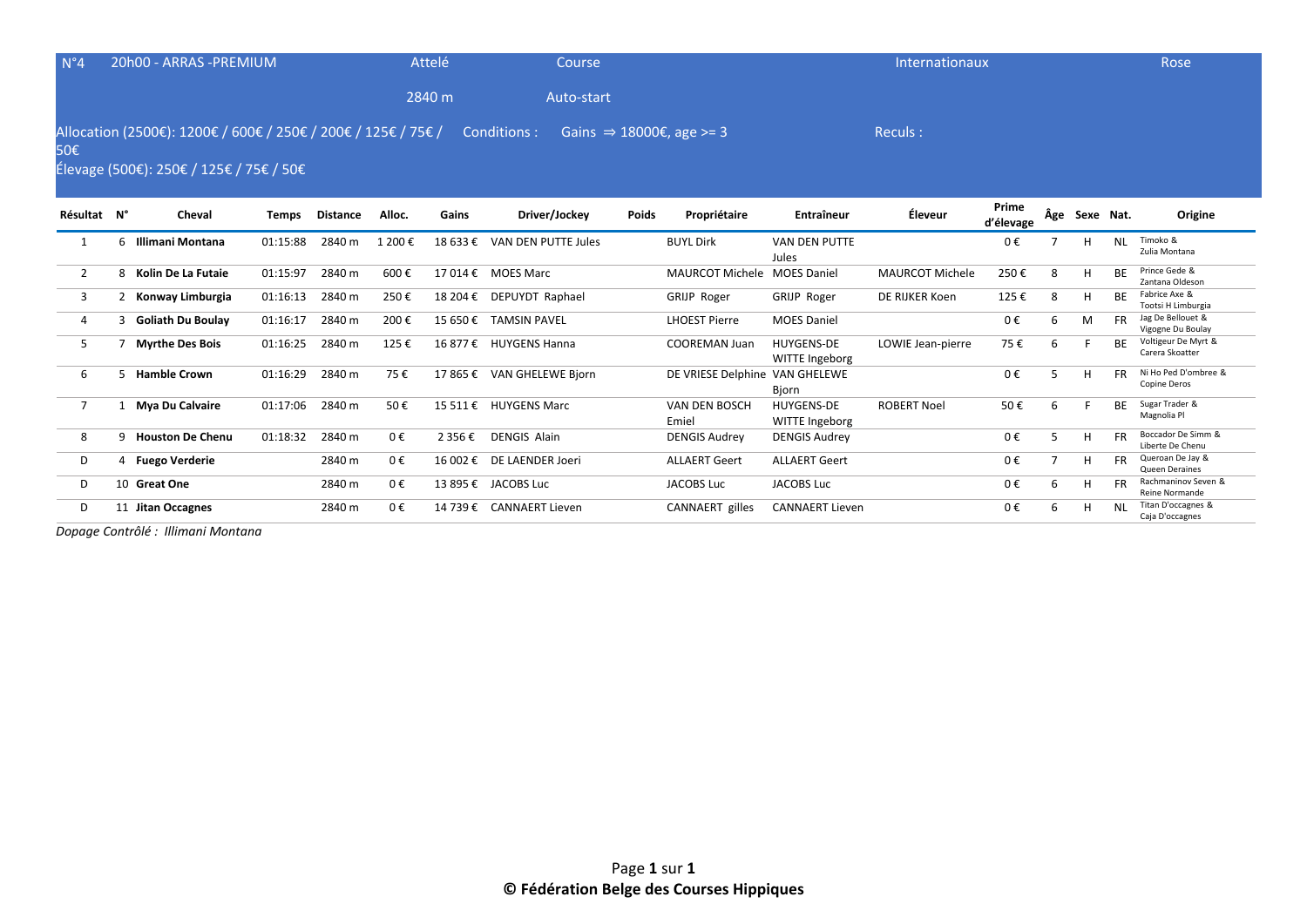N°4 20h00 - ARRAS -PREMIUM | Attelé | Course | Internationaux | Rose

2840 m | Auto-start

Allocation (2500€): 1200€ / 600€ / 250€ / 200€ / 125€ / 75€ / 50€

Conditions : Gains ⇒ 18000€, age >= 3

Reculs :

Élevage (500€): 250€ / 125€ / 75€ / 50€

| Résultat | N° | Cheval | Temps | Distance | Alloc. | Gains | Driver/Jockey | Poids | Propriétaire | Entraîneur | Éleveur | Prime d'élevage | Âge | Sexe | Nat. | Origine |
|---|---|---|---|---|---|---|---|---|---|---|---|---|---|---|---|---|
| 1 | 6 | **Illimani Montana** | 01:15:88 | 2840 m | 1 200 € | 18 633 € | VAN DEN PUTTE Jules | | BUYL Dirk | VAN DEN PUTTE Jules | | 0 € | 7 | H | NL | Timoko & Zulia Montana |
| 2 | 8 | **Kolin De La Futaie** | 01:15:97 | 2840 m | 600 € | 17 014 € | MOES Marc | | MAURCOT Michele | MOES Daniel | MAURCOT Michele | 250 € | 8 | H | BE | Prince Gede & Zantana Oldeson |
| 3 | 2 | **Konway Limburgia** | 01:16:13 | 2840 m | 250 € | 18 204 € | DEPUYDT Raphael | | GRIJP Roger | GRIJP Roger | DE RIJKER Koen | 125 € | 8 | H | BE | Fabrice Axe & Tootsi H Limburgia |
| 4 | 3 | **Goliath Du Boulay** | 01:16:17 | 2840 m | 200 € | 15 650 € | TAMSIN PAVEL | | LHOEST Pierre | MOES Daniel | | 0 € | 6 | M | FR | Jag De Bellouet & Vigogne Du Boulay |
| 5 | 7 | **Myrthe Des Bois** | 01:16:25 | 2840 m | 125 € | 16 877 € | HUYGENS Hanna | | COOREMAN Juan | HUYGENS-DE WITTE Ingeborg | LOWIE Jean-pierre | 75 € | 6 | F | BE | Voltigeur De Myrt & Carera Skoatter |
| 6 | 5 | **Hamble Crown** | 01:16:29 | 2840 m | 75 € | 17 865 € | VAN GHELEWE Bjorn | | DE VRIESE Delphine | VAN GHELEWE Bjorn | | 0 € | 5 | H | FR | Ni Ho Ped D'ombree & Copine Deros |
| 7 | 1 | **Mya Du Calvaire** | 01:17:06 | 2840 m | 50 € | 15 511 € | HUYGENS Marc | | VAN DEN BOSCH Emiel | HUYGENS-DE WITTE Ingeborg | ROBERT Noel | 50 € | 6 | F | BE | Sugar Trader & Magnolia Pl |
| 8 | 9 | **Houston De Chenu** | 01:18:32 | 2840 m | 0 € | 2 356 € | DENGIS Alain | | DENGIS Audrey | DENGIS Audrey | | 0 € | 5 | H | FR | Boccador De Simm & Liberte De Chenu |
| D | 4 | **Fuego Verderie** | | 2840 m | 0 € | 16 002 € | DE LAENDER Joeri | | ALLAERT Geert | ALLAERT Geert | | 0 € | 7 | H | FR | Queroan De Jay & Queen Deraines |
| D | 10 | **Great One** | | 2840 m | 0 € | 13 895 € | JACOBS Luc | | JACOBS Luc | JACOBS Luc | | 0 € | 6 | H | FR | Rachmaninov Seven & Reine Normande |
| D | 11 | **Jitan Occagnes** | | 2840 m | 0 € | 14 739 € | CANNAERT Lieven | | CANNAERT gilles | CANNAERT Lieven | | 0 € | 6 | H | NL | Titan D'occagnes & Caja D'occagnes |

*Dopage Contrôlé : Illimani Montana*

**© Fédération Belge des Courses Hippiques**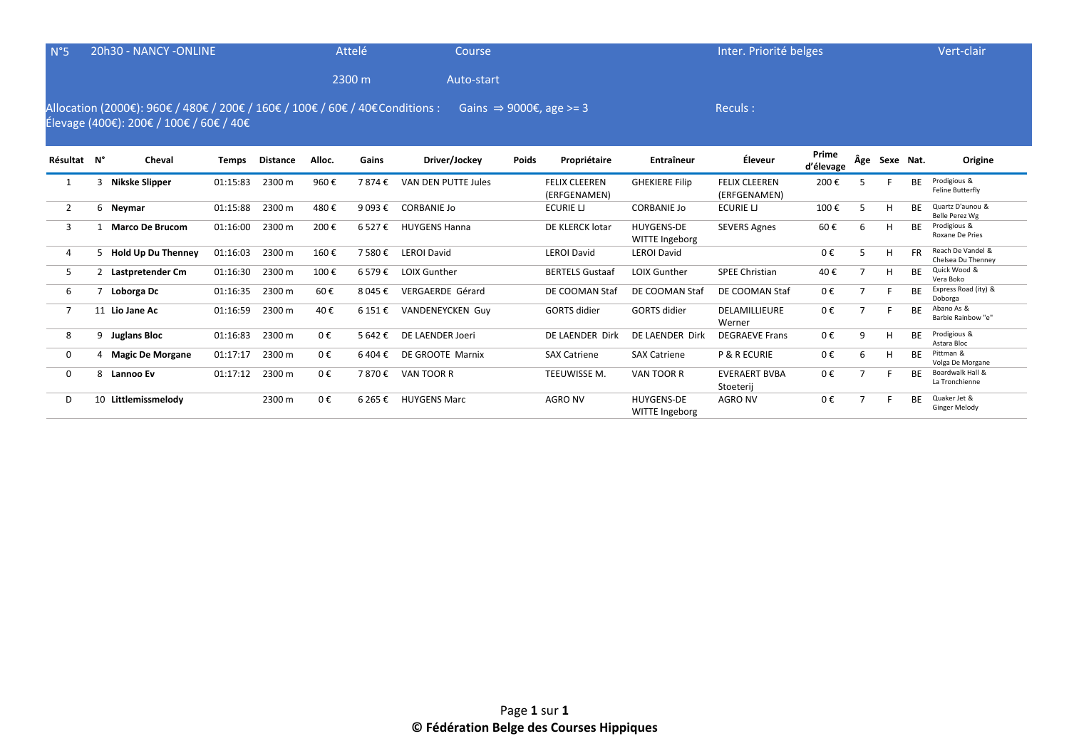N°5 | 20h30 - NANCY -ONLINE | Attelé | Course | Inter. Priorité belges | Vert-clair

2300 m | Auto-start

Allocation (2000€): 960€ / 480€ / 200€ / 160€ / 100€ / 60€ / 40€ Conditions : Gains ⇒ 9000€, age >= 3 | Reculs :

Élevage (400€): 200€ / 100€ / 60€ / 40€

| Résultat | N° | Cheval | Temps | Distance | Alloc. | Gains | Driver/Jockey | Poids | Propriétaire | Entraîneur | Éleveur | Prime d'élevage | Âge | Sexe | Nat. | Origine |
|---|---|---|---|---|---|---|---|---|---|---|---|---|---|---|---|---|
| 1 | 3 | **Nikske Slipper** | 01:15:83 | 2300 m | 960 € | 7 874 € | VAN DEN PUTTE Jules | | FELIX CLEEREN (ERFGENAMEN) | GHEKIERE Filip | FELIX CLEEREN (ERFGENAMEN) | 200 € | 5 | F | BE | Prodigious & Feline Butterfly |
| 2 | 6 | **Neymar** | 01:15:88 | 2300 m | 480 € | 9 093 € | CORBANIE Jo | | ECURIE LJ | CORBANIE Jo | ECURIE LJ | 100 € | 5 | H | BE | Quartz D'aunou & Belle Perez Wg |
| 3 | 1 | **Marco De Brucom** | 01:16:00 | 2300 m | 200 € | 6 527 € | HUYGENS Hanna | | DE KLERCK lotar | HUYGENS-DE WITTE Ingeborg | SEVERS Agnes | 60 € | 6 | H | BE | Prodigious & Roxane De Pries |
| 4 | 5 | **Hold Up Du Thenney** | 01:16:03 | 2300 m | 160 € | 7 580 € | LEROI David | | LEROI David | LEROI David | | 0 € | 5 | H | FR | Reach De Vandel & Chelsea Du Thenney |
| 5 | 2 | **Lastpretender Cm** | 01:16:30 | 2300 m | 100 € | 6 579 € | LOIX Gunther | | BERTELS Gustaaf | LOIX Gunther | SPEE Christian | 40 € | 7 | H | BE | Quick Wood & Vera Boko |
| 6 | 7 | **Loborga Dc** | 01:16:35 | 2300 m | 60 € | 8 045 € | VERGAERDE Gérard | | DE COOMAN Staf | DE COOMAN Staf | DE COOMAN Staf | 0 € | 7 | F | BE | Express Road (ity) & Doborga |
| 7 | 11 | **Lio Jane Ac** | 01:16:59 | 2300 m | 40 € | 6 151 € | VANDENEYCKEN Guy | | GORTS didier | GORTS didier | DELAMILLIEURE Werner | 0 € | 7 | F | BE | Abano As & Barbie Rainbow "e" |
| 8 | 9 | **Juglans Bloc** | 01:16:83 | 2300 m | 0 € | 5 642 € | DE LAENDER Joeri | | DE LAENDER Dirk | DE LAENDER Dirk | DEGRAEVE Frans | 0 € | 9 | H | BE | Prodigious & Astara Bloc |
| 0 | 4 | **Magic De Morgane** | 01:17:17 | 2300 m | 0 € | 6 404 € | DE GROOTE Marnix | | SAX Catriene | SAX Catriene | P & R ECURIE | 0 € | 6 | H | BE | Pittman & Volga De Morgane |
| 0 | 8 | **Lannoo Ev** | 01:17:12 | 2300 m | 0 € | 7 870 € | VAN TOOR R | | TEEUWISSE M. | VAN TOOR R | EVERAERT BVBA Stoeterij | 0 € | 7 | F | BE | Boardwalk Hall & La Tronchienne |
| D | 10 | **Littlemissmelody** | | 2300 m | 0 € | 6 265 € | HUYGENS Marc | | AGRO NV | HUYGENS-DE WITTE Ingeborg | AGRO NV | 0 € | 7 | F | BE | Quaker Jet & Ginger Melody |

**© Fédération Belge des Courses Hippiques**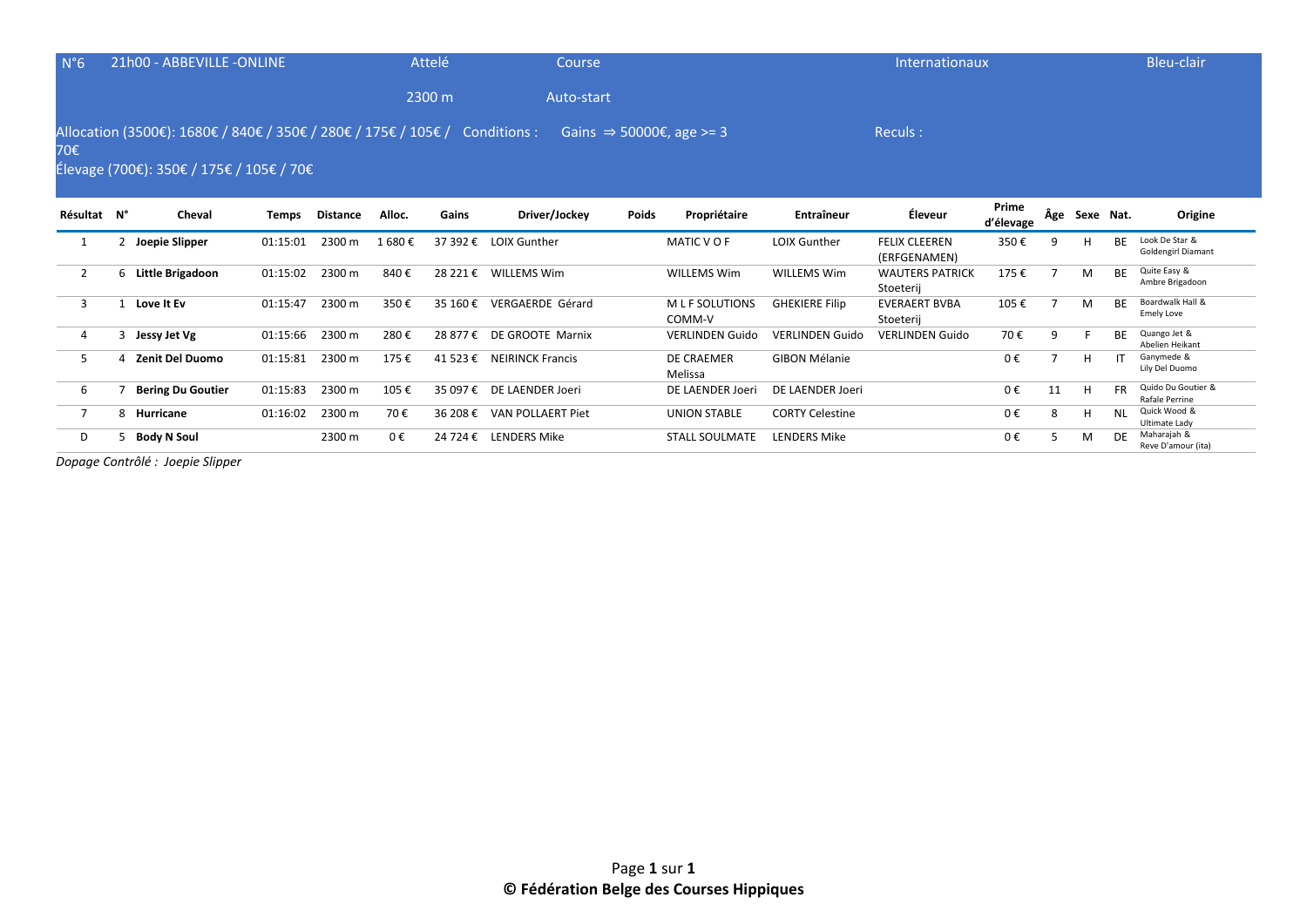| N°6 | 21h00 - ABBEVILLE -ONLINE | Attelé | Course | Internationaux | Bleu-clair |
|---|---|---|---|---|---|
| | | 2300 m | Auto-start | | |

Allocation (3500€): 1680€ / 840€ / 350€ / 280€ / 175€ / 105€ / 70€ Conditions : Gains ⇒ 50000€, age >= 3 Reculs :

Élevage (700€): 350€ / 175€ / 105€ / 70€

| Résultat | N° | Cheval | Temps | Distance | Alloc. | Gains | Driver/Jockey | Poids | Propriétaire | Entraîneur | Éleveur | Prime d'élevage | Âge | Sexe | Nat. | Origine |
|---|---|---|---|---|---|---|---|---|---|---|---|---|---|---|---|---|
| 1 | 2 | **Joepie Slipper** | 01:15:01 | 2300 m | 1 680 € | 37 392 € | LOIX Gunther | | MATIC V O F | LOIX Gunther | FELIX CLEEREN (ERFGENAMEN) | 350 € | 9 | H | BE | Look De Star & Goldengirl Diamant |
| 2 | 6 | **Little Brigadoon** | 01:15:02 | 2300 m | 840 € | 28 221 € | WILLEMS Wim | | WILLEMS Wim | WILLEMS Wim | WAUTERS PATRICK Stoeterij | 175 € | 7 | M | BE | Quite Easy & Ambre Brigadoon |
| 3 | 1 | **Love It Ev** | 01:15:47 | 2300 m | 350 € | 35 160 € | VERGAERDE Gérard | | M L F SOLUTIONS COMM-V | GHEKIERE Filip | EVERAERT BVBA Stoeterij | 105 € | 7 | M | BE | Boardwalk Hall & Emely Love |
| 4 | 3 | **Jessy Jet Vg** | 01:15:66 | 2300 m | 280 € | 28 877 € | DE GROOTE Marnix | | VERLINDEN Guido | VERLINDEN Guido | VERLINDEN Guido | 70 € | 9 | F | BE | Quango Jet & Abelien Heikant |
| 5 | 4 | **Zenit Del Duomo** | 01:15:81 | 2300 m | 175 € | 41 523 € | NEIRINCK Francis | | DE CRAEMER Melissa | GIBON Mélanie | | 0 € | 7 | H | IT | Ganymede & Lily Del Duomo |
| 6 | 7 | **Bering Du Goutier** | 01:15:83 | 2300 m | 105 € | 35 097 € | DE LAENDER Joeri | | DE LAENDER Joeri | DE LAENDER Joeri | | 0 € | 11 | H | FR | Quido Du Goutier & Rafale Perrine |
| 7 | 8 | **Hurricane** | 01:16:02 | 2300 m | 70 € | 36 208 € | VAN POLLAERT Piet | | UNION STABLE | CORTY Celestine | | 0 € | 8 | H | NL | Quick Wood & Ultimate Lady |
| D | 5 | **Body N Soul** | | 2300 m | 0 € | 24 724 € | LENDERS Mike | | STALL SOULMATE | LENDERS Mike | | 0 € | 5 | M | DE | Maharajah & Reve D'amour (ita) |

*Dopage Contrôlé : Joepie Slipper*

**© Fédération Belge des Courses Hippiques**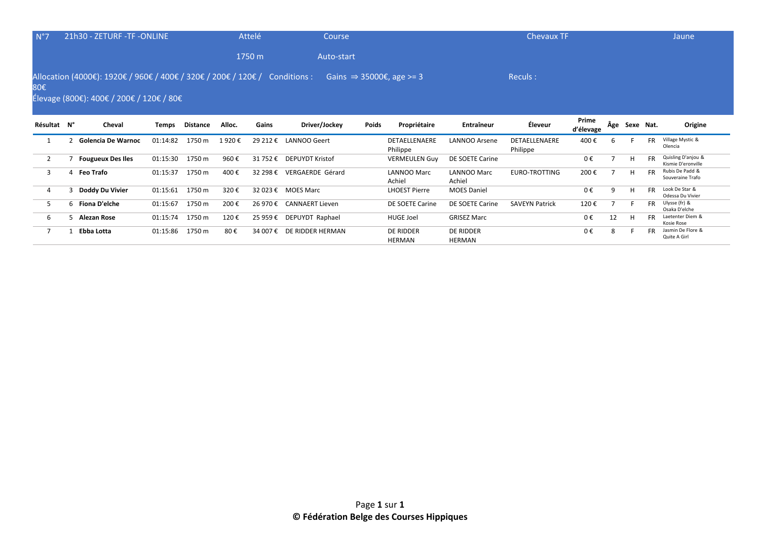| N°7 | 21h30 - ZETURF -TF -ONLINE | Attelé | Course | Chevaux TF | Jaune |
|---|---|---|---|---|---|
| | | 1750 m | Auto-start | | |

Allocation (4000€): 1920€ / 960€ / 400€ / 320€ / 200€ / 120€ / 80€

Conditions : Gains ⇒ 35000€, age >= 3

Reculs :

Élevage (800€): 400€ / 200€ / 120€ / 80€

| Résultat | N° | Cheval | Temps | Distance | Alloc. | Gains | Driver/Jockey | Poids | Propriétaire | Entraîneur | Éleveur | Prime d'élevage | Âge | Sexe | Nat. | Origine |
|---|---|---|---|---|---|---|---|---|---|---|---|---|---|---|---|---|
| 1 | 2 | **Golencia De Warnoc** | 01:14:82 | 1750 m | 1 920 € | 29 212 € | LANNOO Geert | | DETAELLENAERE Philippe | LANNOO Arsene | DETAELLENAERE Philippe | 400 € | 6 | F | FR | Village Mystic & Olencia |
| 2 | 7 | **Fougueux Des Iles** | 01:15:30 | 1750 m | 960 € | 31 752 € | DEPUYDT Kristof | | VERMEULEN Guy | DE SOETE Carine | | 0 € | 7 | H | FR | Quisling D'anjou & Kismie D'eronville |
| 3 | 4 | **Feo Trafo** | 01:15:37 | 1750 m | 400 € | 32 298 € | VERGAERDE Gérard | | LANNOO Marc Achiel | LANNOO Marc Achiel | EURO-TROTTING | 200 € | 7 | H | FR | Rubis De Padd & Souveraine Trafo |
| 4 | 3 | **Doddy Du Vivier** | 01:15:61 | 1750 m | 320 € | 32 023 € | MOES Marc | | LHOEST Pierre | MOES Daniel | | 0 € | 9 | H | FR | Look De Star & Odessa Du Vivier |
| 5 | 6 | **Fiona D'elche** | 01:15:67 | 1750 m | 200 € | 26 970 € | CANNAERT Lieven | | DE SOETE Carine | DE SOETE Carine | SAVEYN Patrick | 120 € | 7 | F | FR | Ulysse (fr) & Osaka D'elche |
| 6 | 5 | **Alezan Rose** | 01:15:74 | 1750 m | 120 € | 25 959 € | DEPUYDT Raphael | | HUGE Joel | GRISEZ Marc | | 0 € | 12 | H | FR | Laetenter Diem & Kosie Rose |
| 7 | 1 | **Ebba Lotta** | 01:15:86 | 1750 m | 80 € | 34 007 € | DE RIDDER HERMAN | | DE RIDDER HERMAN | DE RIDDER HERMAN | | 0 € | 8 | F | FR | Jasmin De Flore & Quite A Girl |

**© Fédération Belge des Courses Hippiques**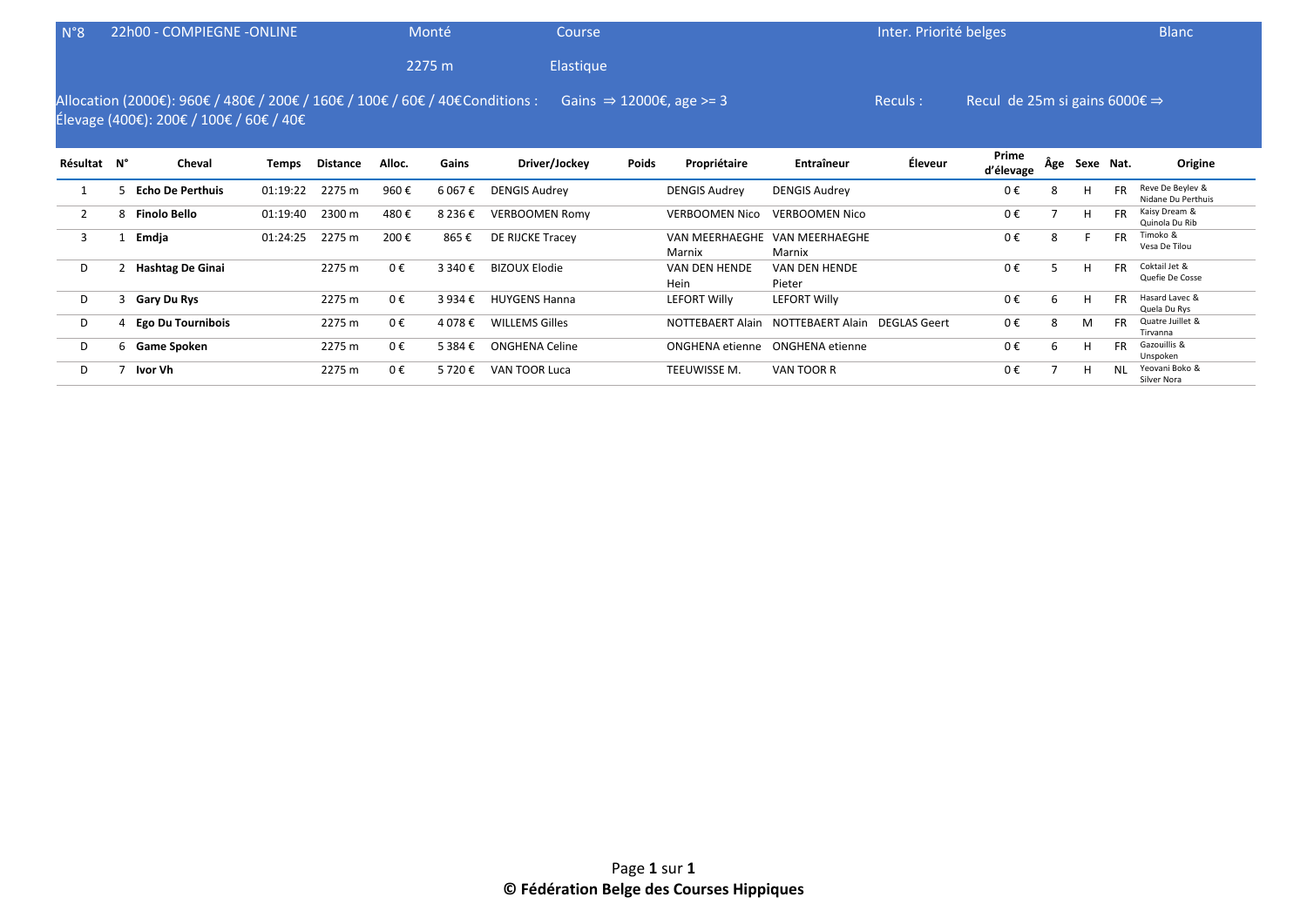| N°8 | 22h00 - COMPIEGNE -ONLINE | Monté | Course | Inter. Priorité belges | Blanc |
|---|---|---|---|---|---|
| | | 2275 m | Elastique | | |

Allocation (2000€): 960€ / 480€ / 200€ / 160€ / 100€ / 60€ / 40€ Conditions : Gains ⇒ 12000€, age >= 3 Reculs : Recul de 25m si gains 6000€ ⇒
Élevage (400€): 200€ / 100€ / 60€ / 40€

| Résultat | N° | Cheval | Temps | Distance | Alloc. | Gains | Driver/Jockey | Poids | Propriétaire | Entraîneur | Éleveur | Prime d'élevage | Âge | Sexe | Nat. | Origine |
|---|---|---|---|---|---|---|---|---|---|---|---|---|---|---|---|---|
| 1 | 5 | **Echo De Perthuis** | 01:19:22 | 2275 m | 960 € | 6 067 € | DENGIS Audrey | | DENGIS Audrey | DENGIS Audrey | | 0 € | 8 | H | FR | Reve De Beylev & Nidane Du Perthuis |
| 2 | 8 | **Finolo Bello** | 01:19:40 | 2300 m | 480 € | 8 236 € | VERBOOMEN Romy | | VERBOOMEN Nico | VERBOOMEN Nico | | 0 € | 7 | H | FR | Kaisy Dream & Quinola Du Rib |
| 3 | 1 | **Emdja** | 01:24:25 | 2275 m | 200 € | 865 € | DE RIJCKE Tracey | | VAN MEERHAEGHE Marnix | VAN MEERHAEGHE Marnix | | 0 € | 8 | F | FR | Timoko & Vesa De Tilou |
| D | 2 | **Hashtag De Ginai** | | 2275 m | 0 € | 3 340 € | BIZOUX Elodie | | VAN DEN HENDE Hein | VAN DEN HENDE Pieter | | 0 € | 5 | H | FR | Coktail Jet & Quefie De Cosse |
| D | 3 | **Gary Du Rys** | | 2275 m | 0 € | 3 934 € | HUYGENS Hanna | | LEFORT Willy | LEFORT Willy | | 0 € | 6 | H | FR | Hasard Lavec & Quela Du Rys |
| D | 4 | **Ego Du Tournibois** | | 2275 m | 0 € | 4 078 € | WILLEMS Gilles | | NOTTEBAERT Alain | NOTTEBAERT Alain | DEGLAS Geert | 0 € | 8 | M | FR | Quatre Juillet & Tirvanna |
| D | 6 | **Game Spoken** | | 2275 m | 0 € | 5 384 € | ONGHENA Celine | | ONGHENA etienne | ONGHENA etienne | | 0 € | 6 | H | FR | Gazouillis & Unspoken |
| D | 7 | **Ivor Vh** | | 2275 m | 0 € | 5 720 € | VAN TOOR Luca | | TEEUWISSE M. | VAN TOOR R | | 0 € | 7 | H | NL | Yeovani Boko & Silver Nora |

**© Fédération Belge des Courses Hippiques**